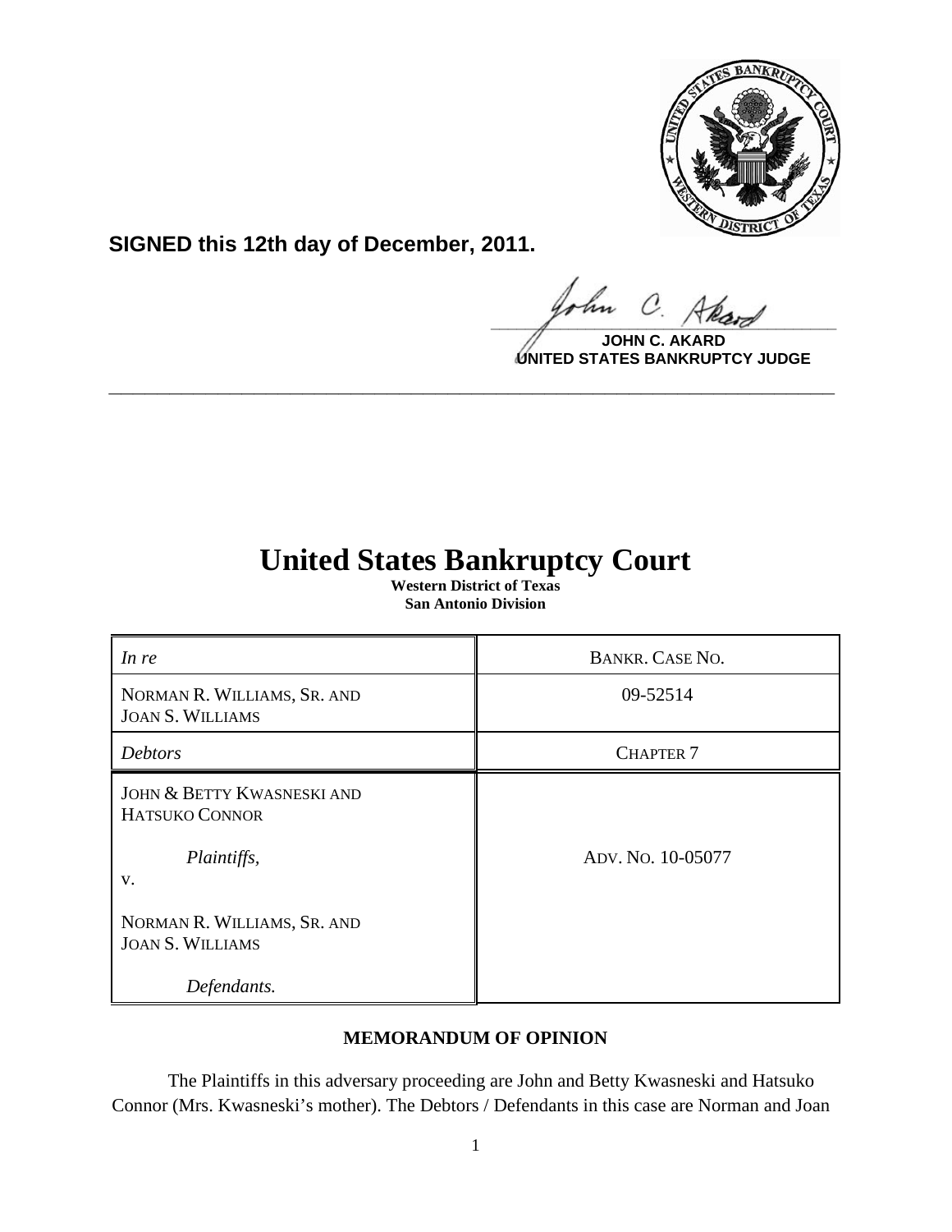**SIGNED this 12th day of December, 2011.**

**JOHN C. AKARD**
**UNITED STATES BANKRUPTCY JUDGE**

---

# United States Bankruptcy Court

**Western District of Texas**
**San Antonio Division**

| | |
|---|---|
| *In re* | BANKR. CASE NO. |
| NORMAN R. WILLIAMS, SR. AND JOAN S. WILLIAMS | 09-52514 |
| *Debtors* | CHAPTER 7 |
| JOHN & BETTY KWASNESKI AND HATSUKO CONNOR<br><br>*Plaintiffs,*<br>v.<br><br>NORMAN R. WILLIAMS, SR. AND JOAN S. WILLIAMS<br><br>*Defendants.* | ADV. NO. 10-05077 |

**MEMORANDUM OF OPINION**

The Plaintiffs in this adversary proceeding are John and Betty Kwasneski and Hatsuko Connor (Mrs. Kwasneski's mother). The Debtors / Defendants in this case are Norman and Joan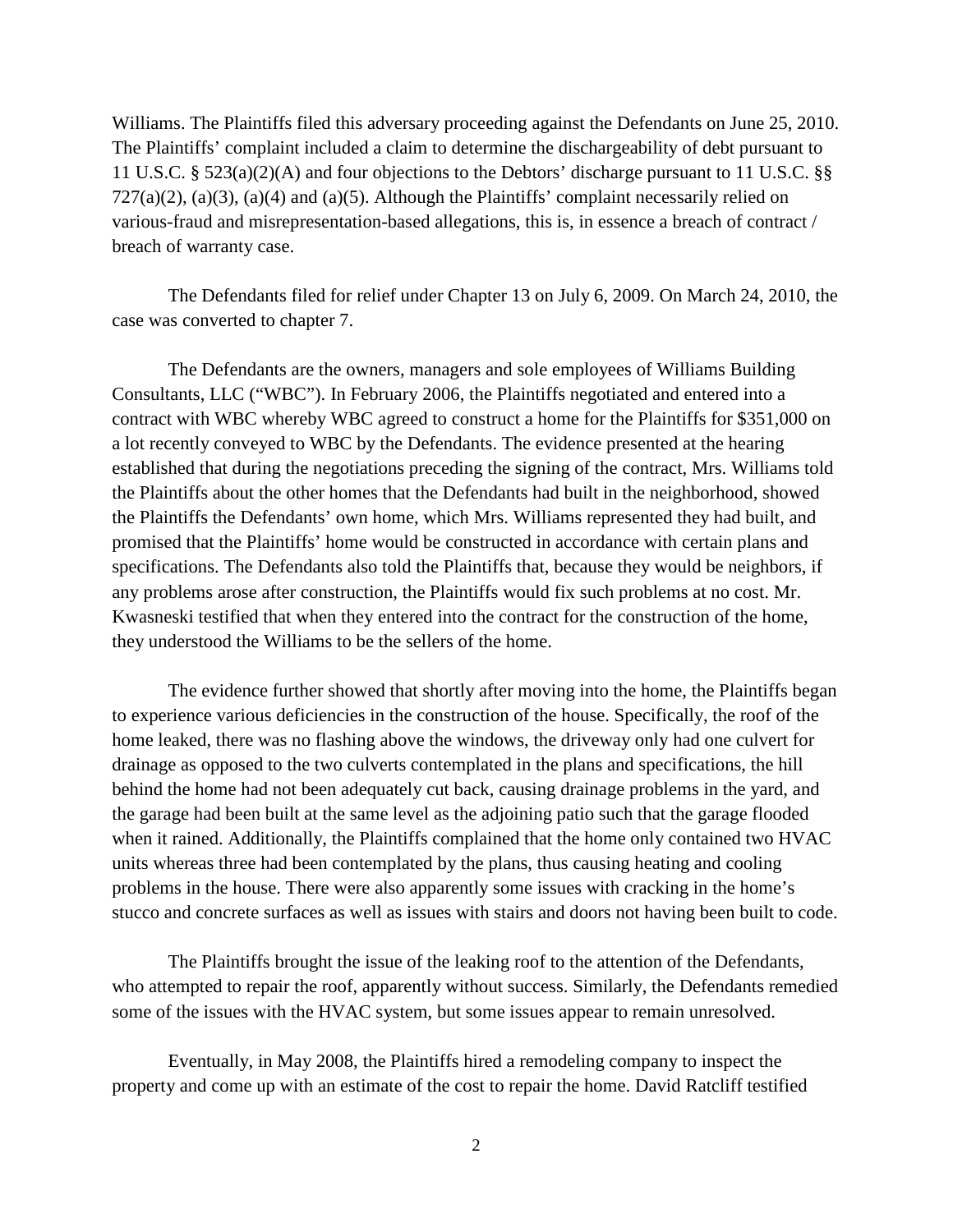Williams. The Plaintiffs filed this adversary proceeding against the Defendants on June 25, 2010. The Plaintiffs' complaint included a claim to determine the dischargeability of debt pursuant to 11 U.S.C. § 523(a)(2)(A) and four objections to the Debtors' discharge pursuant to 11 U.S.C. §§ 727(a)(2), (a)(3), (a)(4) and (a)(5). Although the Plaintiffs' complaint necessarily relied on various-fraud and misrepresentation-based allegations, this is, in essence a breach of contract / breach of warranty case.

The Defendants filed for relief under Chapter 13 on July 6, 2009. On March 24, 2010, the case was converted to chapter 7.

The Defendants are the owners, managers and sole employees of Williams Building Consultants, LLC ("WBC"). In February 2006, the Plaintiffs negotiated and entered into a contract with WBC whereby WBC agreed to construct a home for the Plaintiffs for $351,000 on a lot recently conveyed to WBC by the Defendants. The evidence presented at the hearing established that during the negotiations preceding the signing of the contract, Mrs. Williams told the Plaintiffs about the other homes that the Defendants had built in the neighborhood, showed the Plaintiffs the Defendants' own home, which Mrs. Williams represented they had built, and promised that the Plaintiffs' home would be constructed in accordance with certain plans and specifications. The Defendants also told the Plaintiffs that, because they would be neighbors, if any problems arose after construction, the Plaintiffs would fix such problems at no cost. Mr. Kwasneski testified that when they entered into the contract for the construction of the home, they understood the Williams to be the sellers of the home.

The evidence further showed that shortly after moving into the home, the Plaintiffs began to experience various deficiencies in the construction of the house. Specifically, the roof of the home leaked, there was no flashing above the windows, the driveway only had one culvert for drainage as opposed to the two culverts contemplated in the plans and specifications, the hill behind the home had not been adequately cut back, causing drainage problems in the yard, and the garage had been built at the same level as the adjoining patio such that the garage flooded when it rained. Additionally, the Plaintiffs complained that the home only contained two HVAC units whereas three had been contemplated by the plans, thus causing heating and cooling problems in the house. There were also apparently some issues with cracking in the home's stucco and concrete surfaces as well as issues with stairs and doors not having been built to code.

The Plaintiffs brought the issue of the leaking roof to the attention of the Defendants, who attempted to repair the roof, apparently without success. Similarly, the Defendants remedied some of the issues with the HVAC system, but some issues appear to remain unresolved.

Eventually, in May 2008, the Plaintiffs hired a remodeling company to inspect the property and come up with an estimate of the cost to repair the home. David Ratcliff testified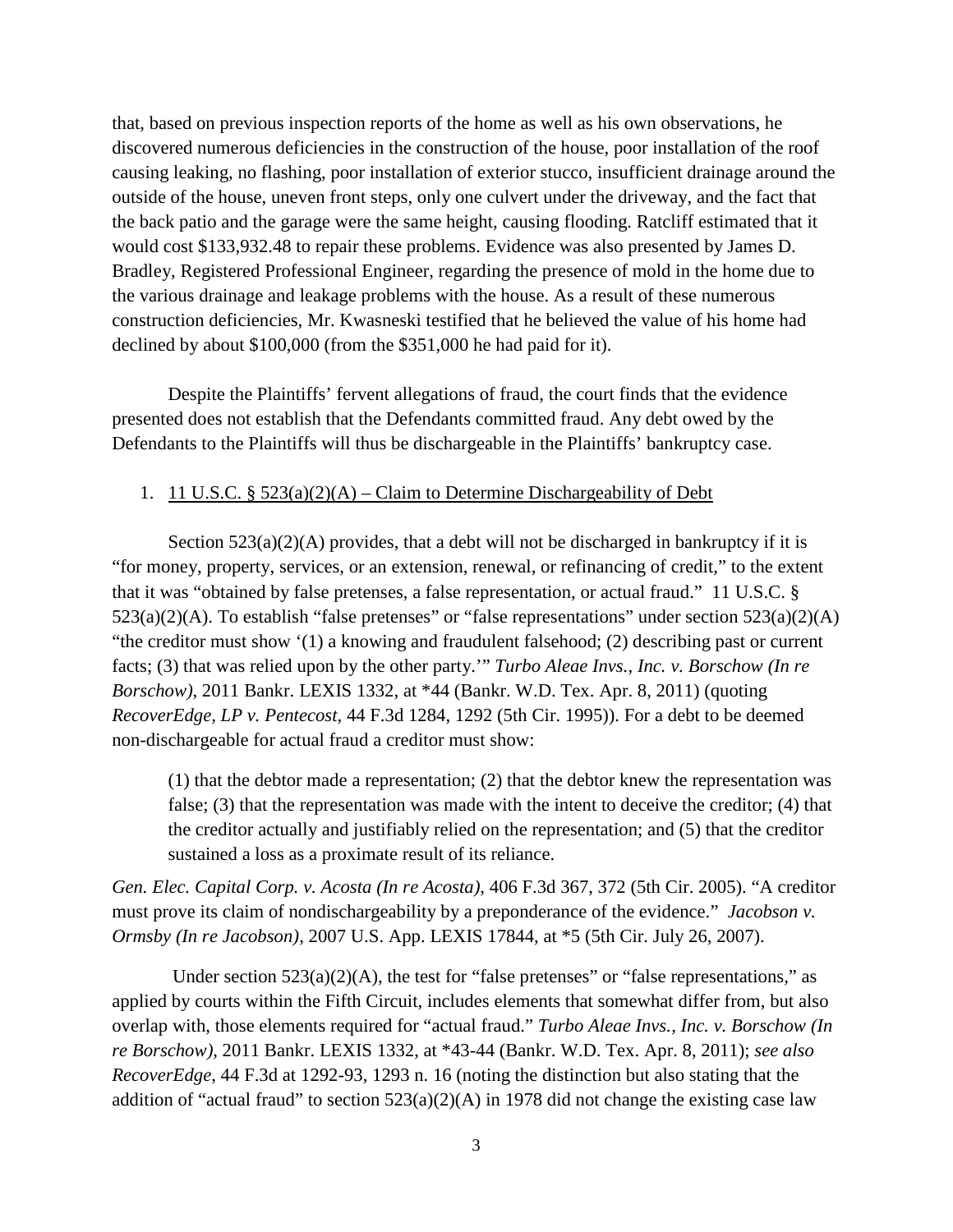that, based on previous inspection reports of the home as well as his own observations, he discovered numerous deficiencies in the construction of the house, poor installation of the roof causing leaking, no flashing, poor installation of exterior stucco, insufficient drainage around the outside of the house, uneven front steps, only one culvert under the driveway, and the fact that the back patio and the garage were the same height, causing flooding. Ratcliff estimated that it would cost $133,932.48 to repair these problems. Evidence was also presented by James D. Bradley, Registered Professional Engineer, regarding the presence of mold in the home due to the various drainage and leakage problems with the house. As a result of these numerous construction deficiencies, Mr. Kwasneski testified that he believed the value of his home had declined by about $100,000 (from the $351,000 he had paid for it).

Despite the Plaintiffs' fervent allegations of fraud, the court finds that the evidence presented does not establish that the Defendants committed fraud. Any debt owed by the Defendants to the Plaintiffs will thus be dischargeable in the Plaintiffs' bankruptcy case.

1. <u>11 U.S.C. § 523(a)(2)(A) – Claim to Determine Dischargeability of Debt</u>

Section 523(a)(2)(A) provides, that a debt will not be discharged in bankruptcy if it is "for money, property, services, or an extension, renewal, or refinancing of credit," to the extent that it was "obtained by false pretenses, a false representation, or actual fraud." 11 U.S.C. § 523(a)(2)(A). To establish "false pretenses" or "false representations" under section 523(a)(2)(A) "the creditor must show '(1) a knowing and fraudulent falsehood; (2) describing past or current facts; (3) that was relied upon by the other party.'" *Turbo Aleae Invs., Inc. v. Borschow (In re Borschow)*, 2011 Bankr. LEXIS 1332, at *44 (Bankr. W.D. Tex. Apr. 8, 2011) (quoting *RecoverEdge, LP v. Pentecost*, 44 F.3d 1284, 1292 (5th Cir. 1995)). For a debt to be deemed non-dischargeable for actual fraud a creditor must show:

> (1) that the debtor made a representation; (2) that the debtor knew the representation was false; (3) that the representation was made with the intent to deceive the creditor; (4) that the creditor actually and justifiably relied on the representation; and (5) that the creditor sustained a loss as a proximate result of its reliance.

*Gen. Elec. Capital Corp. v. Acosta (In re Acosta)*, 406 F.3d 367, 372 (5th Cir. 2005). "A creditor must prove its claim of nondischargeability by a preponderance of the evidence." *Jacobson v. Ormsby (In re Jacobson)*, 2007 U.S. App. LEXIS 17844, at *5 (5th Cir. July 26, 2007).

Under section 523(a)(2)(A), the test for "false pretenses" or "false representations," as applied by courts within the Fifth Circuit, includes elements that somewhat differ from, but also overlap with, those elements required for "actual fraud." *Turbo Aleae Invs., Inc. v. Borschow (In re Borschow)*, 2011 Bankr. LEXIS 1332, at *43-44 (Bankr. W.D. Tex. Apr. 8, 2011); *see also RecoverEdge*, 44 F.3d at 1292-93, 1293 n. 16 (noting the distinction but also stating that the addition of "actual fraud" to section 523(a)(2)(A) in 1978 did not change the existing case law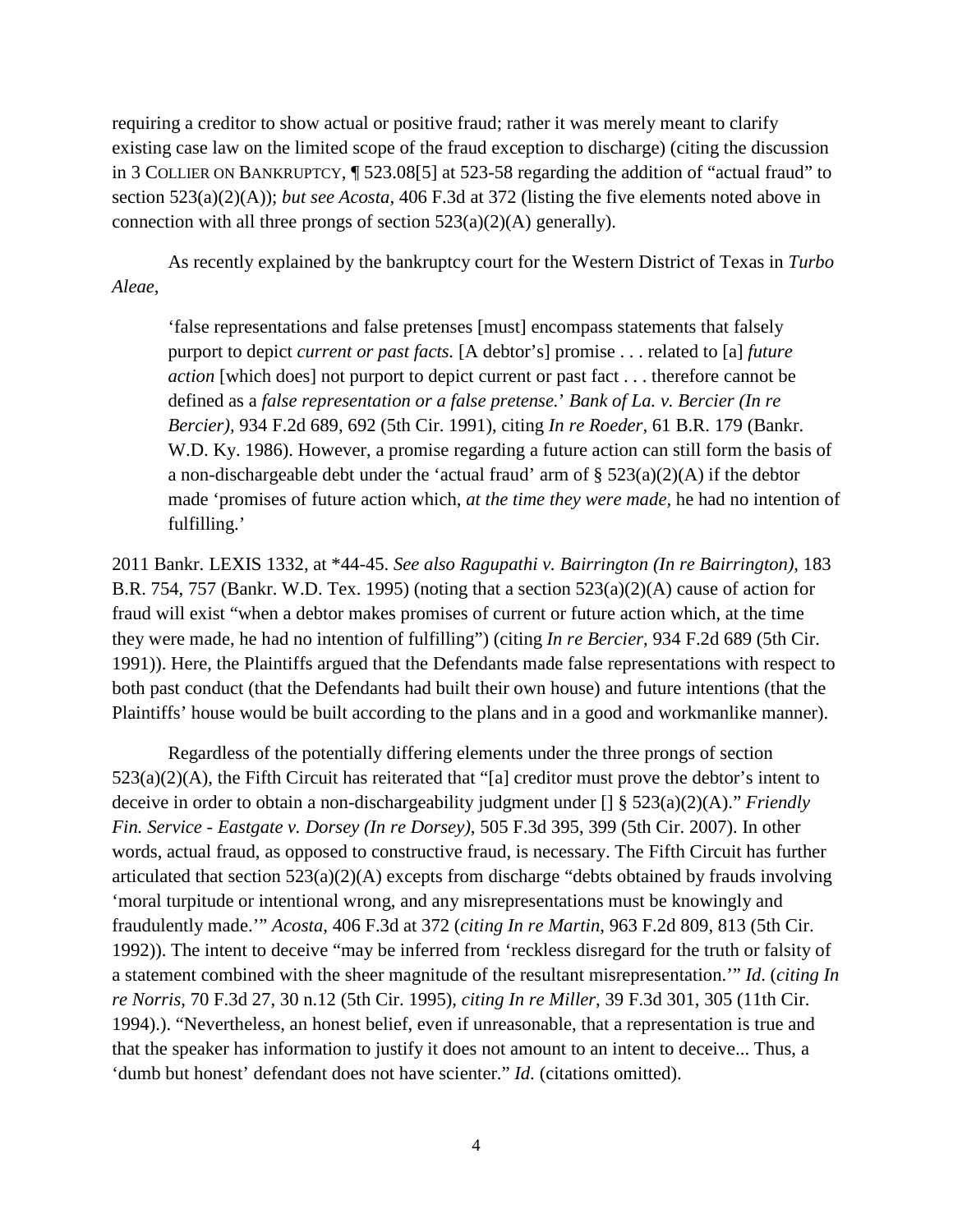requiring a creditor to show actual or positive fraud; rather it was merely meant to clarify existing case law on the limited scope of the fraud exception to discharge) (citing the discussion in 3 COLLIER ON BANKRUPTCY, ¶ 523.08[5] at 523-58 regarding the addition of "actual fraud" to section 523(a)(2)(A)); *but see Acosta*, 406 F.3d at 372 (listing the five elements noted above in connection with all three prongs of section 523(a)(2)(A) generally).

As recently explained by the bankruptcy court for the Western District of Texas in *Turbo Aleae*,

> 'false representations and false pretenses [must] encompass statements that falsely purport to depict *current or past facts.* [A debtor's] promise . . . related to [a] *future action* [which does] not purport to depict current or past fact . . . therefore cannot be defined as a *false representation or a false pretense.*' *Bank of La. v. Bercier (In re Bercier)*, 934 F.2d 689, 692 (5th Cir. 1991), citing *In re Roeder*, 61 B.R. 179 (Bankr. W.D. Ky. 1986). However, a promise regarding a future action can still form the basis of a non-dischargeable debt under the 'actual fraud' arm of § 523(a)(2)(A) if the debtor made 'promises of future action which, *at the time they were made*, he had no intention of fulfilling.'

2011 Bankr. LEXIS 1332, at *44-45. *See also Ragupathi v. Bairrington (In re Bairrington)*, 183 B.R. 754, 757 (Bankr. W.D. Tex. 1995) (noting that a section 523(a)(2)(A) cause of action for fraud will exist "when a debtor makes promises of current or future action which, at the time they were made, he had no intention of fulfilling") (citing *In re Bercier*, 934 F.2d 689 (5th Cir. 1991)). Here, the Plaintiffs argued that the Defendants made false representations with respect to both past conduct (that the Defendants had built their own house) and future intentions (that the Plaintiffs' house would be built according to the plans and in a good and workmanlike manner).

Regardless of the potentially differing elements under the three prongs of section 523(a)(2)(A), the Fifth Circuit has reiterated that "[a] creditor must prove the debtor's intent to deceive in order to obtain a non-dischargeability judgment under [] § 523(a)(2)(A)." *Friendly Fin. Service - Eastgate v. Dorsey (In re Dorsey)*, 505 F.3d 395, 399 (5th Cir. 2007). In other words, actual fraud, as opposed to constructive fraud, is necessary. The Fifth Circuit has further articulated that section 523(a)(2)(A) excepts from discharge "debts obtained by frauds involving 'moral turpitude or intentional wrong, and any misrepresentations must be knowingly and fraudulently made.'" *Acosta*, 406 F.3d at 372 (*citing In re Martin*, 963 F.2d 809, 813 (5th Cir. 1992)). The intent to deceive "may be inferred from 'reckless disregard for the truth or falsity of a statement combined with the sheer magnitude of the resultant misrepresentation.'" *Id*. (*citing In re Norris*, 70 F.3d 27, 30 n.12 (5th Cir. 1995), *citing In re Miller*, 39 F.3d 301, 305 (11th Cir. 1994).). "Nevertheless, an honest belief, even if unreasonable, that a representation is true and that the speaker has information to justify it does not amount to an intent to deceive... Thus, a 'dumb but honest' defendant does not have scienter." *Id.* (citations omitted).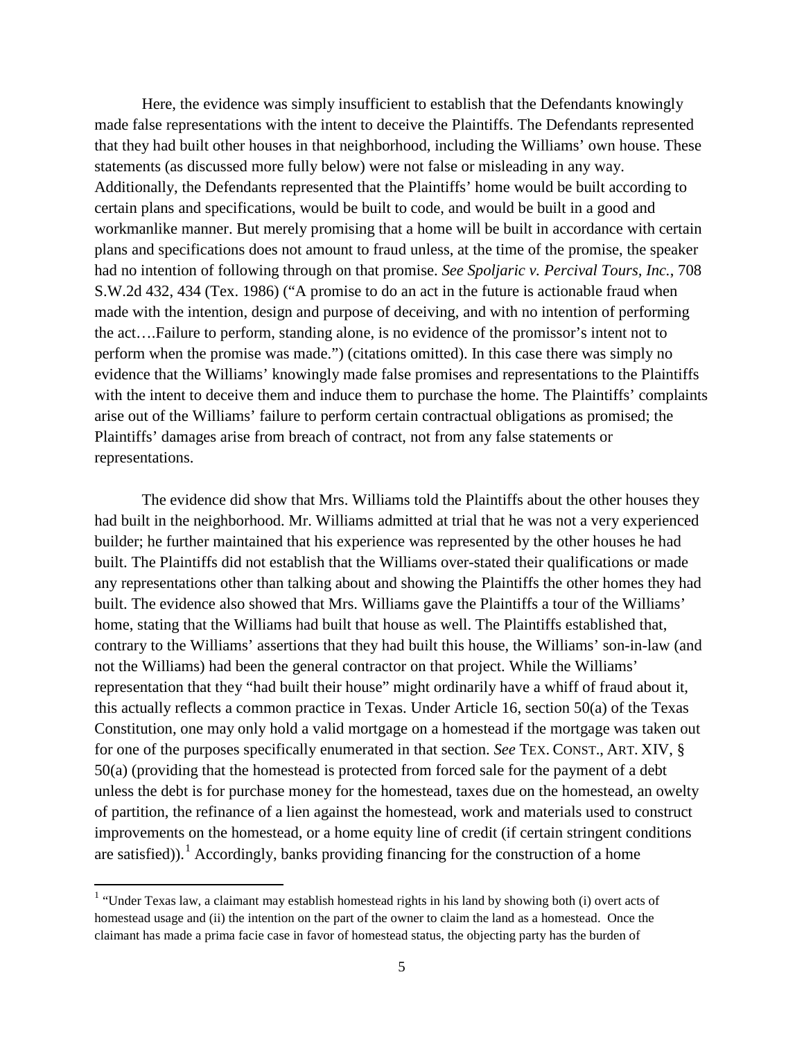Here, the evidence was simply insufficient to establish that the Defendants knowingly made false representations with the intent to deceive the Plaintiffs. The Defendants represented that they had built other houses in that neighborhood, including the Williams' own house. These statements (as discussed more fully below) were not false or misleading in any way. Additionally, the Defendants represented that the Plaintiffs' home would be built according to certain plans and specifications, would be built to code, and would be built in a good and workmanlike manner. But merely promising that a home will be built in accordance with certain plans and specifications does not amount to fraud unless, at the time of the promise, the speaker had no intention of following through on that promise. *See Spoljaric v. Percival Tours, Inc.*, 708 S.W.2d 432, 434 (Tex. 1986) ("A promise to do an act in the future is actionable fraud when made with the intention, design and purpose of deceiving, and with no intention of performing the act….Failure to perform, standing alone, is no evidence of the promissor's intent not to perform when the promise was made.") (citations omitted). In this case there was simply no evidence that the Williams' knowingly made false promises and representations to the Plaintiffs with the intent to deceive them and induce them to purchase the home. The Plaintiffs' complaints arise out of the Williams' failure to perform certain contractual obligations as promised; the Plaintiffs' damages arise from breach of contract, not from any false statements or representations.

The evidence did show that Mrs. Williams told the Plaintiffs about the other houses they had built in the neighborhood. Mr. Williams admitted at trial that he was not a very experienced builder; he further maintained that his experience was represented by the other houses he had built. The Plaintiffs did not establish that the Williams over-stated their qualifications or made any representations other than talking about and showing the Plaintiffs the other homes they had built. The evidence also showed that Mrs. Williams gave the Plaintiffs a tour of the Williams' home, stating that the Williams had built that house as well. The Plaintiffs established that, contrary to the Williams' assertions that they had built this house, the Williams' son-in-law (and not the Williams) had been the general contractor on that project. While the Williams' representation that they "had built their house" might ordinarily have a whiff of fraud about it, this actually reflects a common practice in Texas. Under Article 16, section 50(a) of the Texas Constitution, one may only hold a valid mortgage on a homestead if the mortgage was taken out for one of the purposes specifically enumerated in that section. *See* TEX. CONST., ART. XIV, § 50(a) (providing that the homestead is protected from forced sale for the payment of a debt unless the debt is for purchase money for the homestead, taxes due on the homestead, an owelty of partition, the refinance of a lien against the homestead, work and materials used to construct improvements on the homestead, or a home equity line of credit (if certain stringent conditions are satisfied)).[1] Accordingly, banks providing financing for the construction of a home

[1] "Under Texas law, a claimant may establish homestead rights in his land by showing both (i) overt acts of homestead usage and (ii) the intention on the part of the owner to claim the land as a homestead. Once the claimant has made a prima facie case in favor of homestead status, the objecting party has the burden of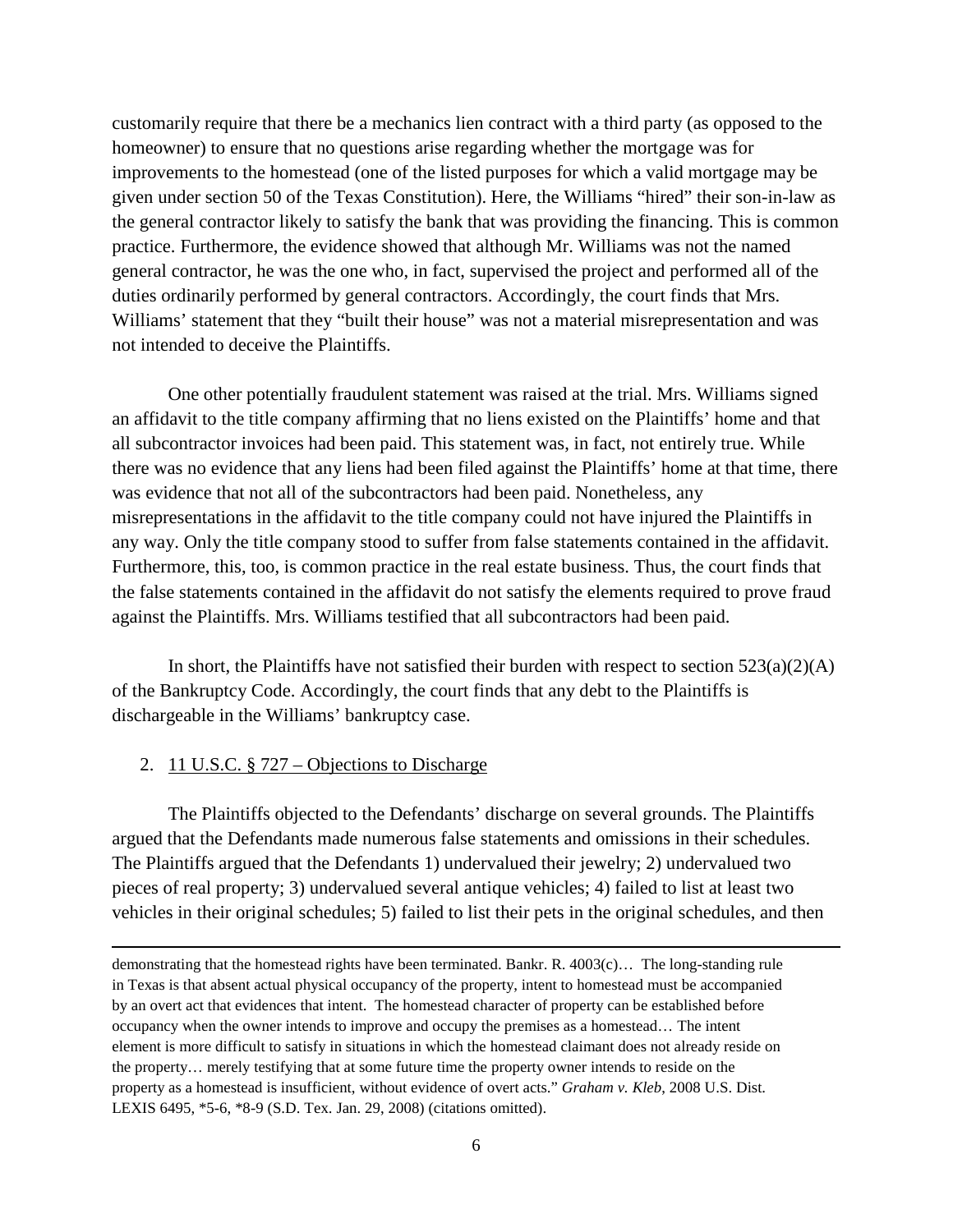customarily require that there be a mechanics lien contract with a third party (as opposed to the homeowner) to ensure that no questions arise regarding whether the mortgage was for improvements to the homestead (one of the listed purposes for which a valid mortgage may be given under section 50 of the Texas Constitution). Here, the Williams "hired" their son-in-law as the general contractor likely to satisfy the bank that was providing the financing. This is common practice. Furthermore, the evidence showed that although Mr. Williams was not the named general contractor, he was the one who, in fact, supervised the project and performed all of the duties ordinarily performed by general contractors. Accordingly, the court finds that Mrs. Williams' statement that they "built their house" was not a material misrepresentation and was not intended to deceive the Plaintiffs.

One other potentially fraudulent statement was raised at the trial. Mrs. Williams signed an affidavit to the title company affirming that no liens existed on the Plaintiffs' home and that all subcontractor invoices had been paid. This statement was, in fact, not entirely true. While there was no evidence that any liens had been filed against the Plaintiffs' home at that time, there was evidence that not all of the subcontractors had been paid. Nonetheless, any misrepresentations in the affidavit to the title company could not have injured the Plaintiffs in any way. Only the title company stood to suffer from false statements contained in the affidavit. Furthermore, this, too, is common practice in the real estate business. Thus, the court finds that the false statements contained in the affidavit do not satisfy the elements required to prove fraud against the Plaintiffs. Mrs. Williams testified that all subcontractors had been paid.

In short, the Plaintiffs have not satisfied their burden with respect to section 523(a)(2)(A) of the Bankruptcy Code. Accordingly, the court finds that any debt to the Plaintiffs is dischargeable in the Williams' bankruptcy case.

2. <u>11 U.S.C. § 727 – Objections to Discharge</u>

The Plaintiffs objected to the Defendants' discharge on several grounds. The Plaintiffs argued that the Defendants made numerous false statements and omissions in their schedules. The Plaintiffs argued that the Defendants 1) undervalued their jewelry; 2) undervalued two pieces of real property; 3) undervalued several antique vehicles; 4) failed to list at least two vehicles in their original schedules; 5) failed to list their pets in the original schedules, and then

---

demonstrating that the homestead rights have been terminated. Bankr. R. 4003(c)… The long-standing rule in Texas is that absent actual physical occupancy of the property, intent to homestead must be accompanied by an overt act that evidences that intent. The homestead character of property can be established before occupancy when the owner intends to improve and occupy the premises as a homestead… The intent element is more difficult to satisfy in situations in which the homestead claimant does not already reside on the property… merely testifying that at some future time the property owner intends to reside on the property as a homestead is insufficient, without evidence of overt acts." *Graham v. Kleb*, 2008 U.S. Dist. LEXIS 6495, *5-6, *8-9 (S.D. Tex. Jan. 29, 2008) (citations omitted).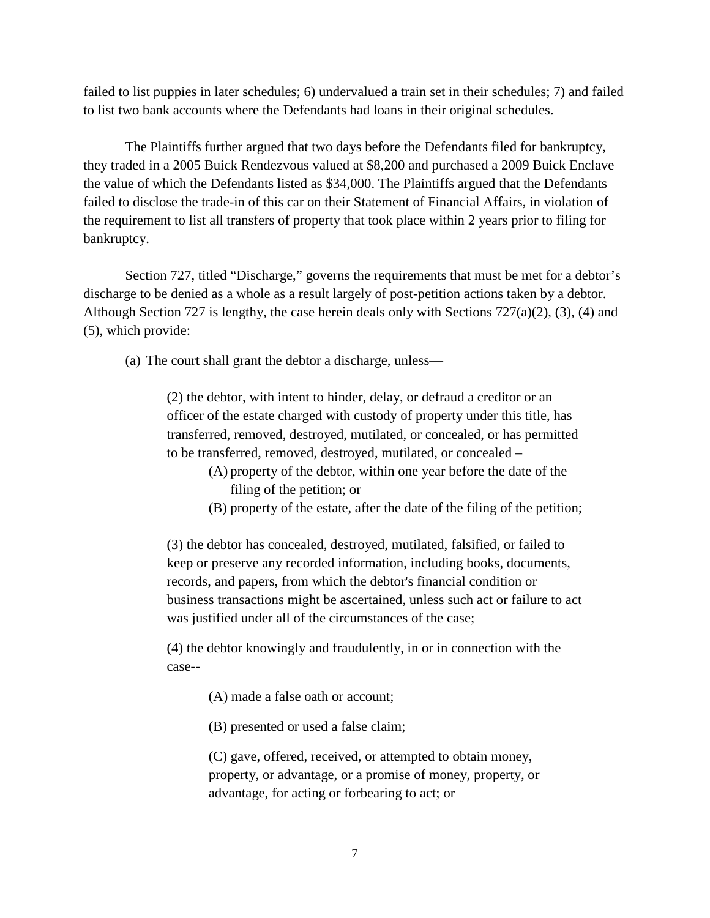failed to list puppies in later schedules; 6) undervalued a train set in their schedules; 7) and failed to list two bank accounts where the Defendants had loans in their original schedules.

The Plaintiffs further argued that two days before the Defendants filed for bankruptcy, they traded in a 2005 Buick Rendezvous valued at $8,200 and purchased a 2009 Buick Enclave the value of which the Defendants listed as $34,000. The Plaintiffs argued that the Defendants failed to disclose the trade-in of this car on their Statement of Financial Affairs, in violation of the requirement to list all transfers of property that took place within 2 years prior to filing for bankruptcy.

Section 727, titled "Discharge," governs the requirements that must be met for a debtor's discharge to be denied as a whole as a result largely of post-petition actions taken by a debtor. Although Section 727 is lengthy, the case herein deals only with Sections 727(a)(2), (3), (4) and (5), which provide:

> (a) The court shall grant the debtor a discharge, unless—
>
> > (2) the debtor, with intent to hinder, delay, or defraud a creditor or an officer of the estate charged with custody of property under this title, has transferred, removed, destroyed, mutilated, or concealed, or has permitted to be transferred, removed, destroyed, mutilated, or concealed –
> >
> > > (A) property of the debtor, within one year before the date of the filing of the petition; or
> > >
> > > (B) property of the estate, after the date of the filing of the petition;
> >
> > (3) the debtor has concealed, destroyed, mutilated, falsified, or failed to keep or preserve any recorded information, including books, documents, records, and papers, from which the debtor's financial condition or business transactions might be ascertained, unless such act or failure to act was justified under all of the circumstances of the case;
> >
> > (4) the debtor knowingly and fraudulently, in or in connection with the case--
> >
> > > (A) made a false oath or account;
> > >
> > > (B) presented or used a false claim;
> > >
> > > (C) gave, offered, received, or attempted to obtain money, property, or advantage, or a promise of money, property, or advantage, for acting or forbearing to act; or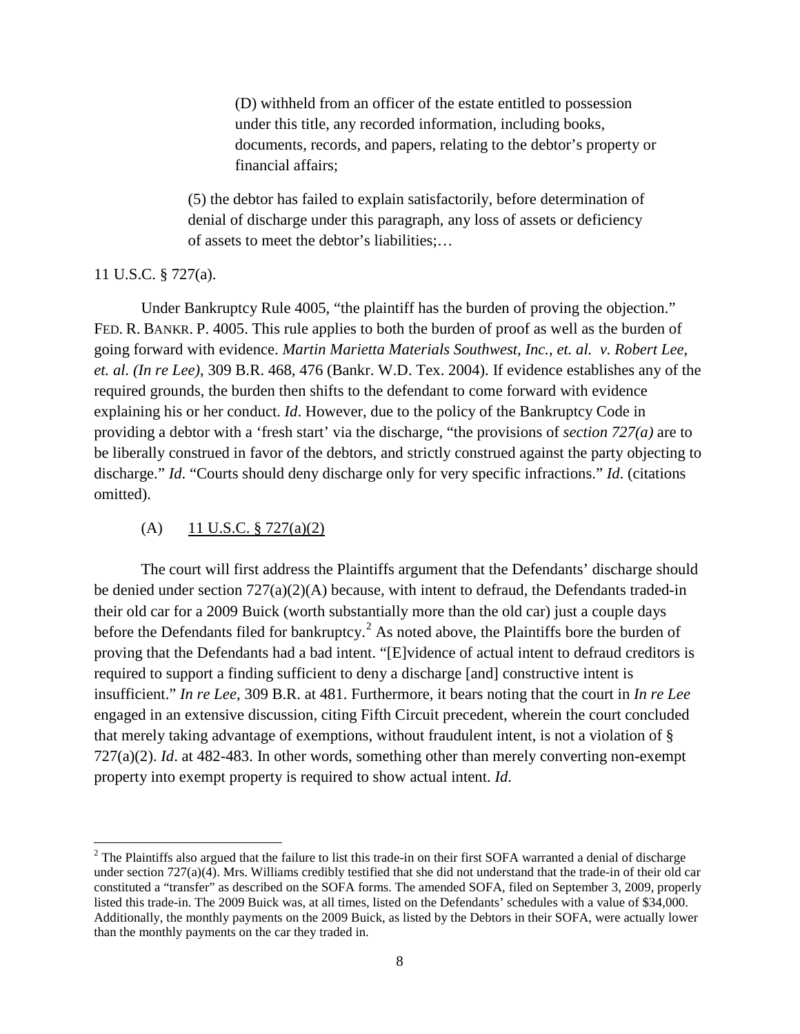> (D) withheld from an officer of the estate entitled to possession under this title, any recorded information, including books, documents, records, and papers, relating to the debtor's property or financial affairs;
>
> (5) the debtor has failed to explain satisfactorily, before determination of denial of discharge under this paragraph, any loss of assets or deficiency of assets to meet the debtor's liabilities;…

11 U.S.C. § 727(a).

Under Bankruptcy Rule 4005, "the plaintiff has the burden of proving the objection." FED. R. BANKR. P. 4005. This rule applies to both the burden of proof as well as the burden of going forward with evidence. *Martin Marietta Materials Southwest, Inc., et. al. v. Robert Lee, et. al. (In re Lee)*, 309 B.R. 468, 476 (Bankr. W.D. Tex. 2004). If evidence establishes any of the required grounds, the burden then shifts to the defendant to come forward with evidence explaining his or her conduct. *Id*. However, due to the policy of the Bankruptcy Code in providing a debtor with a 'fresh start' via the discharge, "the provisions of *section 727(a)* are to be liberally construed in favor of the debtors, and strictly construed against the party objecting to discharge." *Id*. "Courts should deny discharge only for very specific infractions." *Id*. (citations omitted).

(A) 11 U.S.C. § 727(a)(2)

The court will first address the Plaintiffs argument that the Defendants' discharge should be denied under section 727(a)(2)(A) because, with intent to defraud, the Defendants traded-in their old car for a 2009 Buick (worth substantially more than the old car) just a couple days before the Defendants filed for bankruptcy.[2] As noted above, the Plaintiffs bore the burden of proving that the Defendants had a bad intent. "[E]vidence of actual intent to defraud creditors is required to support a finding sufficient to deny a discharge [and] constructive intent is insufficient." *In re Lee*, 309 B.R. at 481. Furthermore, it bears noting that the court in *In re Lee* engaged in an extensive discussion, citing Fifth Circuit precedent, wherein the court concluded that merely taking advantage of exemptions, without fraudulent intent, is not a violation of § 727(a)(2). *Id*. at 482-483. In other words, something other than merely converting non-exempt property into exempt property is required to show actual intent. *Id*.

---

[2] The Plaintiffs also argued that the failure to list this trade-in on their first SOFA warranted a denial of discharge under section 727(a)(4). Mrs. Williams credibly testified that she did not understand that the trade-in of their old car constituted a "transfer" as described on the SOFA forms. The amended SOFA, filed on September 3, 2009, properly listed this trade-in. The 2009 Buick was, at all times, listed on the Defendants' schedules with a value of $34,000. Additionally, the monthly payments on the 2009 Buick, as listed by the Debtors in their SOFA, were actually lower than the monthly payments on the car they traded in.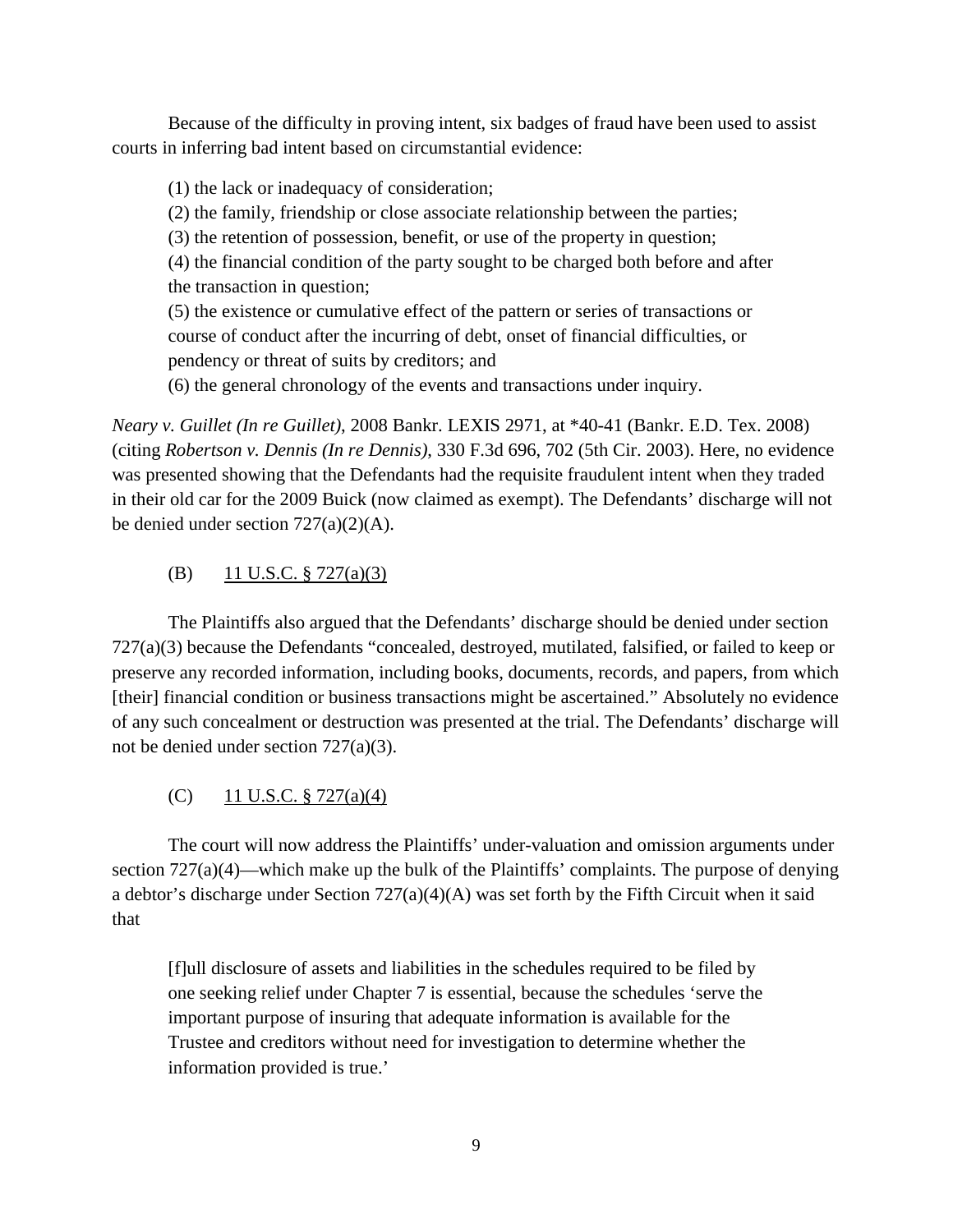Because of the difficulty in proving intent, six badges of fraud have been used to assist courts in inferring bad intent based on circumstantial evidence:

> (1) the lack or inadequacy of consideration;
> (2) the family, friendship or close associate relationship between the parties;
> (3) the retention of possession, benefit, or use of the property in question;
> (4) the financial condition of the party sought to be charged both before and after the transaction in question;
> (5) the existence or cumulative effect of the pattern or series of transactions or course of conduct after the incurring of debt, onset of financial difficulties, or pendency or threat of suits by creditors; and
> (6) the general chronology of the events and transactions under inquiry.

*Neary v. Guillet (In re Guillet)*, 2008 Bankr. LEXIS 2971, at *40-41 (Bankr. E.D. Tex. 2008) (citing *Robertson v. Dennis (In re Dennis)*, 330 F.3d 696, 702 (5th Cir. 2003). Here, no evidence was presented showing that the Defendants had the requisite fraudulent intent when they traded in their old car for the 2009 Buick (now claimed as exempt). The Defendants' discharge will not be denied under section 727(a)(2)(A).

(B) <u>11 U.S.C. § 727(a)(3)</u>

The Plaintiffs also argued that the Defendants' discharge should be denied under section 727(a)(3) because the Defendants "concealed, destroyed, mutilated, falsified, or failed to keep or preserve any recorded information, including books, documents, records, and papers, from which [their] financial condition or business transactions might be ascertained." Absolutely no evidence of any such concealment or destruction was presented at the trial. The Defendants' discharge will not be denied under section 727(a)(3).

(C) <u>11 U.S.C. § 727(a)(4)</u>

The court will now address the Plaintiffs' under-valuation and omission arguments under section 727(a)(4)—which make up the bulk of the Plaintiffs' complaints. The purpose of denying a debtor's discharge under Section 727(a)(4)(A) was set forth by the Fifth Circuit when it said that

> [f]ull disclosure of assets and liabilities in the schedules required to be filed by one seeking relief under Chapter 7 is essential, because the schedules 'serve the important purpose of insuring that adequate information is available for the Trustee and creditors without need for investigation to determine whether the information provided is true.'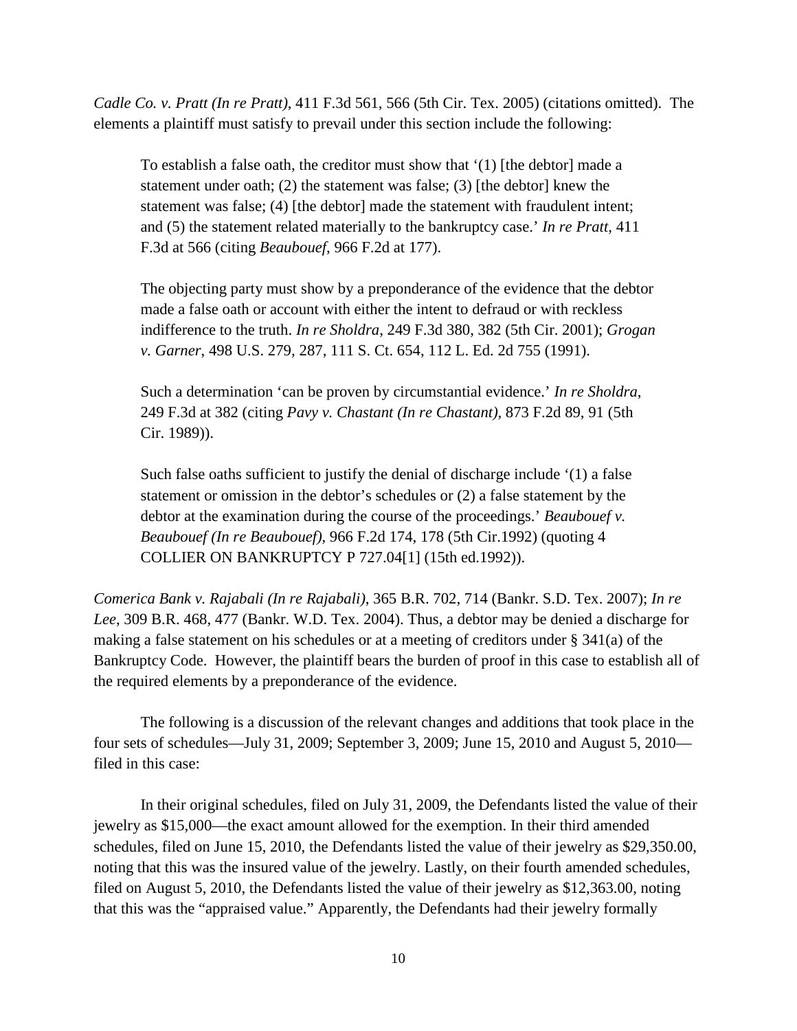*Cadle Co. v. Pratt (In re Pratt)*, 411 F.3d 561, 566 (5th Cir. Tex. 2005) (citations omitted). The elements a plaintiff must satisfy to prevail under this section include the following:

> To establish a false oath, the creditor must show that '(1) [the debtor] made a statement under oath; (2) the statement was false; (3) [the debtor] knew the statement was false; (4) [the debtor] made the statement with fraudulent intent; and (5) the statement related materially to the bankruptcy case.' *In re Pratt*, 411 F.3d at 566 (citing *Beaubouef*, 966 F.2d at 177).
>
> The objecting party must show by a preponderance of the evidence that the debtor made a false oath or account with either the intent to defraud or with reckless indifference to the truth. *In re Sholdra*, 249 F.3d 380, 382 (5th Cir. 2001); *Grogan v. Garner*, 498 U.S. 279, 287, 111 S. Ct. 654, 112 L. Ed. 2d 755 (1991).
>
> Such a determination 'can be proven by circumstantial evidence.' *In re Sholdra*, 249 F.3d at 382 (citing *Pavy v. Chastant (In re Chastant)*, 873 F.2d 89, 91 (5th Cir. 1989)).
>
> Such false oaths sufficient to justify the denial of discharge include '(1) a false statement or omission in the debtor's schedules or (2) a false statement by the debtor at the examination during the course of the proceedings.' *Beaubouef v. Beaubouef (In re Beaubouef)*, 966 F.2d 174, 178 (5th Cir.1992) (quoting 4 COLLIER ON BANKRUPTCY P 727.04[1] (15th ed.1992)).

*Comerica Bank v. Rajabali (In re Rajabali)*, 365 B.R. 702, 714 (Bankr. S.D. Tex. 2007); *In re Lee*, 309 B.R. 468, 477 (Bankr. W.D. Tex. 2004). Thus, a debtor may be denied a discharge for making a false statement on his schedules or at a meeting of creditors under § 341(a) of the Bankruptcy Code. However, the plaintiff bears the burden of proof in this case to establish all of the required elements by a preponderance of the evidence.

The following is a discussion of the relevant changes and additions that took place in the four sets of schedules—July 31, 2009; September 3, 2009; June 15, 2010 and August 5, 2010—filed in this case:

In their original schedules, filed on July 31, 2009, the Defendants listed the value of their jewelry as $15,000—the exact amount allowed for the exemption. In their third amended schedules, filed on June 15, 2010, the Defendants listed the value of their jewelry as $29,350.00, noting that this was the insured value of the jewelry. Lastly, on their fourth amended schedules, filed on August 5, 2010, the Defendants listed the value of their jewelry as $12,363.00, noting that this was the "appraised value." Apparently, the Defendants had their jewelry formally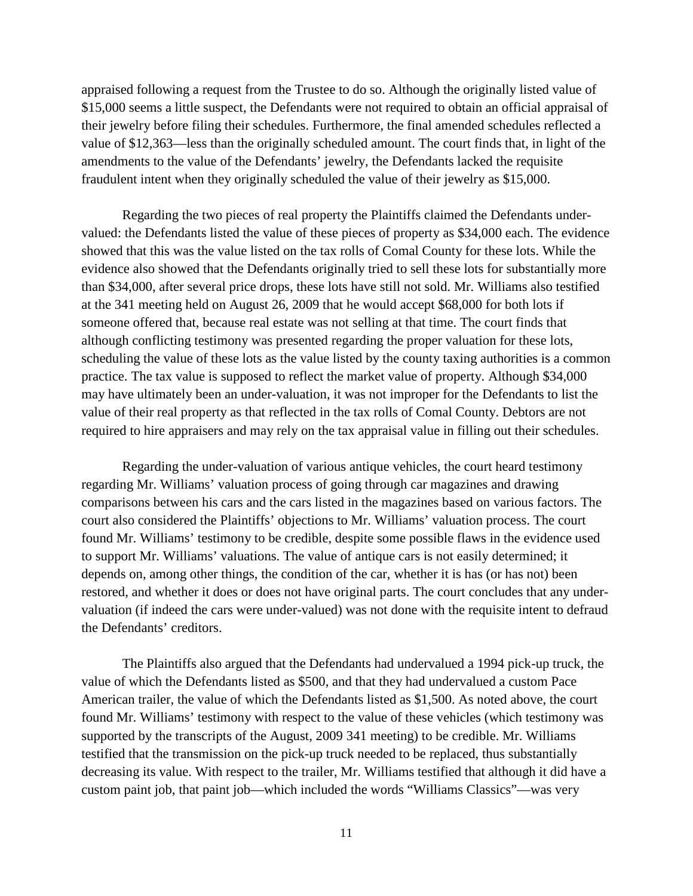appraised following a request from the Trustee to do so. Although the originally listed value of $15,000 seems a little suspect, the Defendants were not required to obtain an official appraisal of their jewelry before filing their schedules. Furthermore, the final amended schedules reflected a value of $12,363—less than the originally scheduled amount. The court finds that, in light of the amendments to the value of the Defendants' jewelry, the Defendants lacked the requisite fraudulent intent when they originally scheduled the value of their jewelry as $15,000.

Regarding the two pieces of real property the Plaintiffs claimed the Defendants under-valued: the Defendants listed the value of these pieces of property as $34,000 each. The evidence showed that this was the value listed on the tax rolls of Comal County for these lots. While the evidence also showed that the Defendants originally tried to sell these lots for substantially more than $34,000, after several price drops, these lots have still not sold. Mr. Williams also testified at the 341 meeting held on August 26, 2009 that he would accept $68,000 for both lots if someone offered that, because real estate was not selling at that time. The court finds that although conflicting testimony was presented regarding the proper valuation for these lots, scheduling the value of these lots as the value listed by the county taxing authorities is a common practice. The tax value is supposed to reflect the market value of property. Although $34,000 may have ultimately been an under-valuation, it was not improper for the Defendants to list the value of their real property as that reflected in the tax rolls of Comal County. Debtors are not required to hire appraisers and may rely on the tax appraisal value in filling out their schedules.

Regarding the under-valuation of various antique vehicles, the court heard testimony regarding Mr. Williams' valuation process of going through car magazines and drawing comparisons between his cars and the cars listed in the magazines based on various factors. The court also considered the Plaintiffs' objections to Mr. Williams' valuation process. The court found Mr. Williams' testimony to be credible, despite some possible flaws in the evidence used to support Mr. Williams' valuations. The value of antique cars is not easily determined; it depends on, among other things, the condition of the car, whether it is has (or has not) been restored, and whether it does or does not have original parts. The court concludes that any under-valuation (if indeed the cars were under-valued) was not done with the requisite intent to defraud the Defendants' creditors.

The Plaintiffs also argued that the Defendants had undervalued a 1994 pick-up truck, the value of which the Defendants listed as $500, and that they had undervalued a custom Pace American trailer, the value of which the Defendants listed as $1,500. As noted above, the court found Mr. Williams' testimony with respect to the value of these vehicles (which testimony was supported by the transcripts of the August, 2009 341 meeting) to be credible. Mr. Williams testified that the transmission on the pick-up truck needed to be replaced, thus substantially decreasing its value. With respect to the trailer, Mr. Williams testified that although it did have a custom paint job, that paint job—which included the words "Williams Classics"—was very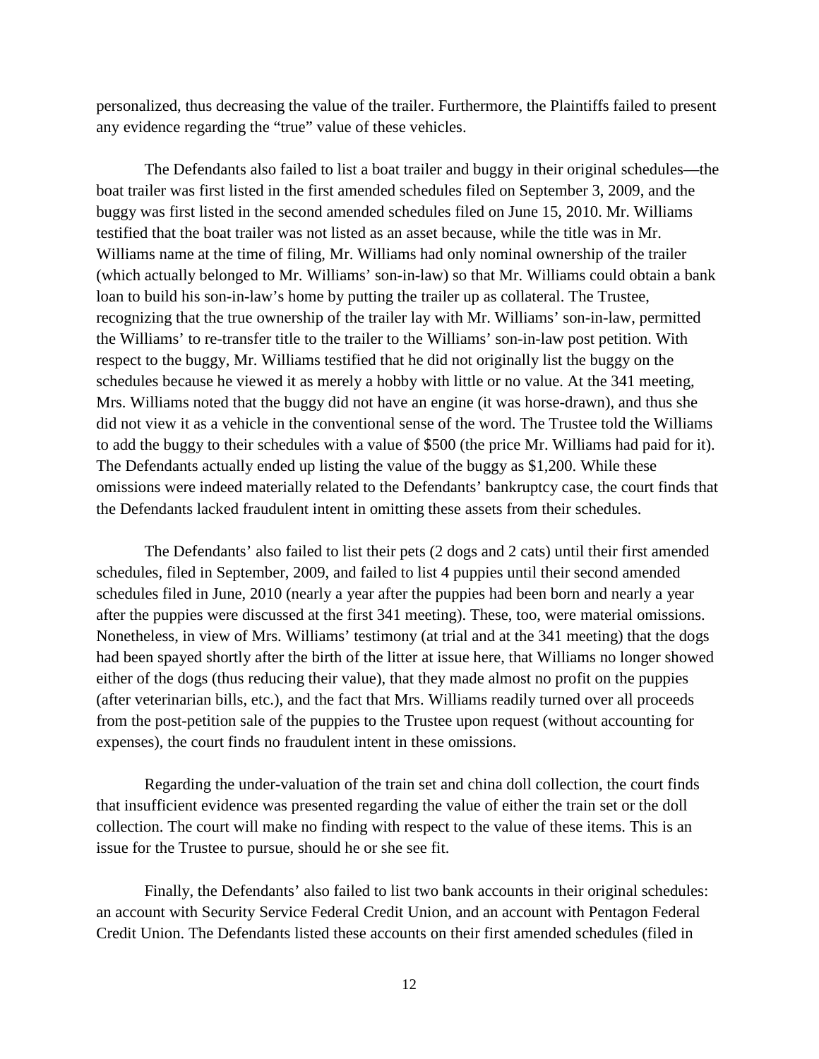personalized, thus decreasing the value of the trailer. Furthermore, the Plaintiffs failed to present any evidence regarding the "true" value of these vehicles.

The Defendants also failed to list a boat trailer and buggy in their original schedules—the boat trailer was first listed in the first amended schedules filed on September 3, 2009, and the buggy was first listed in the second amended schedules filed on June 15, 2010. Mr. Williams testified that the boat trailer was not listed as an asset because, while the title was in Mr. Williams name at the time of filing, Mr. Williams had only nominal ownership of the trailer (which actually belonged to Mr. Williams' son-in-law) so that Mr. Williams could obtain a bank loan to build his son-in-law's home by putting the trailer up as collateral. The Trustee, recognizing that the true ownership of the trailer lay with Mr. Williams' son-in-law, permitted the Williams' to re-transfer title to the trailer to the Williams' son-in-law post petition. With respect to the buggy, Mr. Williams testified that he did not originally list the buggy on the schedules because he viewed it as merely a hobby with little or no value. At the 341 meeting, Mrs. Williams noted that the buggy did not have an engine (it was horse-drawn), and thus she did not view it as a vehicle in the conventional sense of the word. The Trustee told the Williams to add the buggy to their schedules with a value of $500 (the price Mr. Williams had paid for it). The Defendants actually ended up listing the value of the buggy as $1,200. While these omissions were indeed materially related to the Defendants' bankruptcy case, the court finds that the Defendants lacked fraudulent intent in omitting these assets from their schedules.

The Defendants' also failed to list their pets (2 dogs and 2 cats) until their first amended schedules, filed in September, 2009, and failed to list 4 puppies until their second amended schedules filed in June, 2010 (nearly a year after the puppies had been born and nearly a year after the puppies were discussed at the first 341 meeting). These, too, were material omissions. Nonetheless, in view of Mrs. Williams' testimony (at trial and at the 341 meeting) that the dogs had been spayed shortly after the birth of the litter at issue here, that Williams no longer showed either of the dogs (thus reducing their value), that they made almost no profit on the puppies (after veterinarian bills, etc.), and the fact that Mrs. Williams readily turned over all proceeds from the post-petition sale of the puppies to the Trustee upon request (without accounting for expenses), the court finds no fraudulent intent in these omissions.

Regarding the under-valuation of the train set and china doll collection, the court finds that insufficient evidence was presented regarding the value of either the train set or the doll collection. The court will make no finding with respect to the value of these items. This is an issue for the Trustee to pursue, should he or she see fit.

Finally, the Defendants' also failed to list two bank accounts in their original schedules: an account with Security Service Federal Credit Union, and an account with Pentagon Federal Credit Union. The Defendants listed these accounts on their first amended schedules (filed in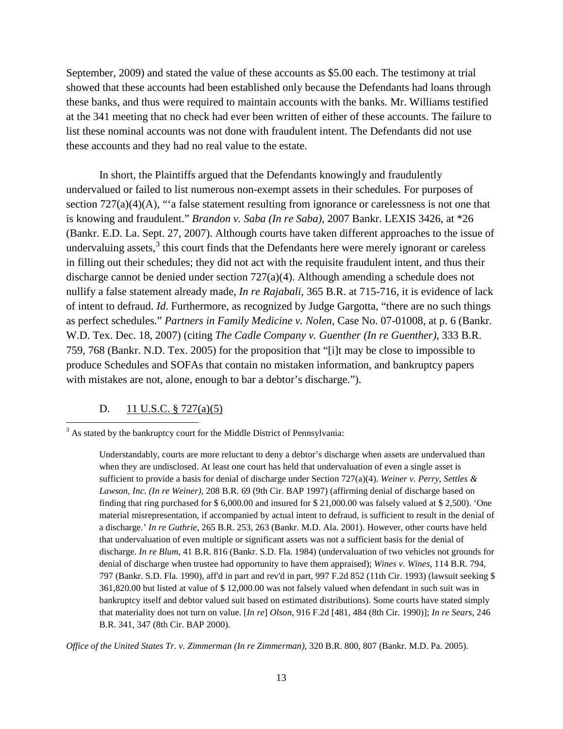September, 2009) and stated the value of these accounts as $5.00 each. The testimony at trial showed that these accounts had been established only because the Defendants had loans through these banks, and thus were required to maintain accounts with the banks. Mr. Williams testified at the 341 meeting that no check had ever been written of either of these accounts. The failure to list these nominal accounts was not done with fraudulent intent. The Defendants did not use these accounts and they had no real value to the estate.

In short, the Plaintiffs argued that the Defendants knowingly and fraudulently undervalued or failed to list numerous non-exempt assets in their schedules. For purposes of section 727(a)(4)(A), "'a false statement resulting from ignorance or carelessness is not one that is knowing and fraudulent." *Brandon v. Saba (In re Saba)*, 2007 Bankr. LEXIS 3426, at *26 (Bankr. E.D. La. Sept. 27, 2007). Although courts have taken different approaches to the issue of undervaluing assets,[3] this court finds that the Defendants here were merely ignorant or careless in filling out their schedules; they did not act with the requisite fraudulent intent, and thus their discharge cannot be denied under section 727(a)(4). Although amending a schedule does not nullify a false statement already made, *In re Rajabali*, 365 B.R. at 715-716, it is evidence of lack of intent to defraud. *Id*. Furthermore, as recognized by Judge Gargotta, "there are no such things as perfect schedules." *Partners in Family Medicine v. Nolen*, Case No. 07-01008, at p. 6 (Bankr. W.D. Tex. Dec. 18, 2007) (citing *The Cadle Company v. Guenther (In re Guenther)*, 333 B.R. 759, 768 (Bankr. N.D. Tex. 2005) for the proposition that "[i]t may be close to impossible to produce Schedules and SOFAs that contain no mistaken information, and bankruptcy papers with mistakes are not, alone, enough to bar a debtor's discharge.").

D. 11 U.S.C. § 727(a)(5)

---

[3] As stated by the bankruptcy court for the Middle District of Pennsylvania:

> Understandably, courts are more reluctant to deny a debtor's discharge when assets are undervalued than when they are undisclosed. At least one court has held that undervaluation of even a single asset is sufficient to provide a basis for denial of discharge under Section 727(a)(4). *Weiner v. Perry, Settles & Lawson, Inc. (In re Weiner)*, 208 B.R. 69 (9th Cir. BAP 1997) (affirming denial of discharge based on finding that ring purchased for $ 6,000.00 and insured for $ 21,000.00 was falsely valued at $ 2,500). 'One material misrepresentation, if accompanied by actual intent to defraud, is sufficient to result in the denial of a discharge.' *In re Guthrie*, 265 B.R. 253, 263 (Bankr. M.D. Ala. 2001). However, other courts have held that undervaluation of even multiple or significant assets was not a sufficient basis for the denial of discharge. *In re Blum*, 41 B.R. 816 (Bankr. S.D. Fla. 1984) (undervaluation of two vehicles not grounds for denial of discharge when trustee had opportunity to have them appraised); *Wines v. Wines*, 114 B.R. 794, 797 (Bankr. S.D. Fla. 1990), aff'd in part and rev'd in part, 997 F.2d 852 (11th Cir. 1993) (lawsuit seeking $ 361,820.00 but listed at value of $ 12,000.00 was not falsely valued when defendant in such suit was in bankruptcy itself and debtor valued suit based on estimated distributions). Some courts have stated simply that materiality does not turn on value. [*In re*] *Olson*, 916 F.2d [481, 484 (8th Cir. 1990)]; *In re Sears*, 246 B.R. 341, 347 (8th Cir. BAP 2000).

*Office of the United States Tr. v. Zimmerman (In re Zimmerman)*, 320 B.R. 800, 807 (Bankr. M.D. Pa. 2005).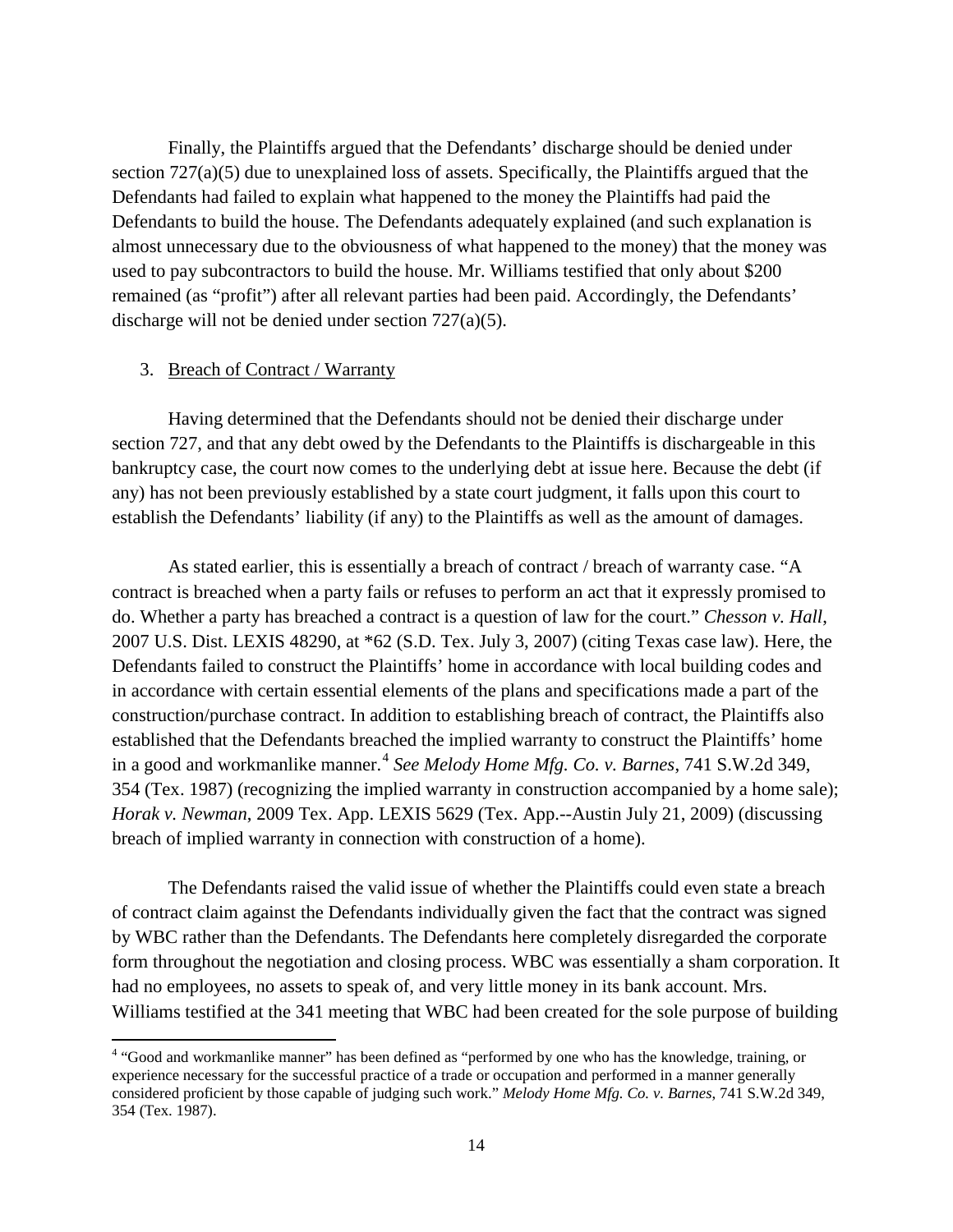Finally, the Plaintiffs argued that the Defendants' discharge should be denied under section 727(a)(5) due to unexplained loss of assets. Specifically, the Plaintiffs argued that the Defendants had failed to explain what happened to the money the Plaintiffs had paid the Defendants to build the house. The Defendants adequately explained (and such explanation is almost unnecessary due to the obviousness of what happened to the money) that the money was used to pay subcontractors to build the house. Mr. Williams testified that only about $200 remained (as "profit") after all relevant parties had been paid. Accordingly, the Defendants' discharge will not be denied under section 727(a)(5).

3. Breach of Contract / Warranty

Having determined that the Defendants should not be denied their discharge under section 727, and that any debt owed by the Defendants to the Plaintiffs is dischargeable in this bankruptcy case, the court now comes to the underlying debt at issue here. Because the debt (if any) has not been previously established by a state court judgment, it falls upon this court to establish the Defendants' liability (if any) to the Plaintiffs as well as the amount of damages.

As stated earlier, this is essentially a breach of contract / breach of warranty case. "A contract is breached when a party fails or refuses to perform an act that it expressly promised to do. Whether a party has breached a contract is a question of law for the court." *Chesson v. Hall*, 2007 U.S. Dist. LEXIS 48290, at *62 (S.D. Tex. July 3, 2007) (citing Texas case law). Here, the Defendants failed to construct the Plaintiffs' home in accordance with local building codes and in accordance with certain essential elements of the plans and specifications made a part of the construction/purchase contract. In addition to establishing breach of contract, the Plaintiffs also established that the Defendants breached the implied warranty to construct the Plaintiffs' home in a good and workmanlike manner.[4] *See Melody Home Mfg. Co. v. Barnes*, 741 S.W.2d 349, 354 (Tex. 1987) (recognizing the implied warranty in construction accompanied by a home sale); *Horak v. Newman*, 2009 Tex. App. LEXIS 5629 (Tex. App.--Austin July 21, 2009) (discussing breach of implied warranty in connection with construction of a home).

The Defendants raised the valid issue of whether the Plaintiffs could even state a breach of contract claim against the Defendants individually given the fact that the contract was signed by WBC rather than the Defendants. The Defendants here completely disregarded the corporate form throughout the negotiation and closing process. WBC was essentially a sham corporation. It had no employees, no assets to speak of, and very little money in its bank account. Mrs. Williams testified at the 341 meeting that WBC had been created for the sole purpose of building

[4] "Good and workmanlike manner" has been defined as "performed by one who has the knowledge, training, or experience necessary for the successful practice of a trade or occupation and performed in a manner generally considered proficient by those capable of judging such work." *Melody Home Mfg. Co. v. Barnes*, 741 S.W.2d 349, 354 (Tex. 1987).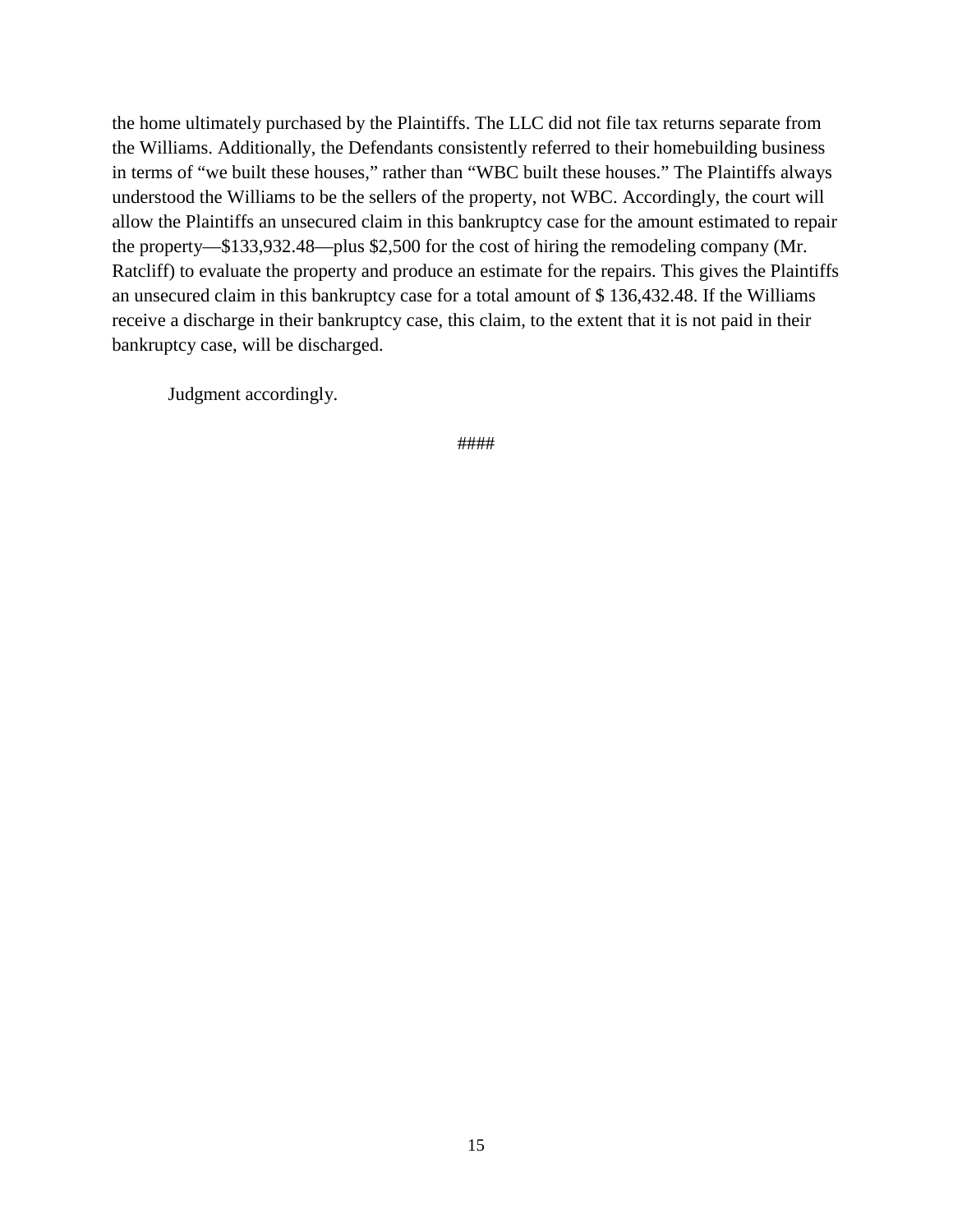the home ultimately purchased by the Plaintiffs. The LLC did not file tax returns separate from the Williams. Additionally, the Defendants consistently referred to their homebuilding business in terms of "we built these houses," rather than "WBC built these houses." The Plaintiffs always understood the Williams to be the sellers of the property, not WBC. Accordingly, the court will allow the Plaintiffs an unsecured claim in this bankruptcy case for the amount estimated to repair the property—$133,932.48—plus $2,500 for the cost of hiring the remodeling company (Mr. Ratcliff) to evaluate the property and produce an estimate for the repairs. This gives the Plaintiffs an unsecured claim in this bankruptcy case for a total amount of $ 136,432.48. If the Williams receive a discharge in their bankruptcy case, this claim, to the extent that it is not paid in their bankruptcy case, will be discharged.

Judgment accordingly.

####